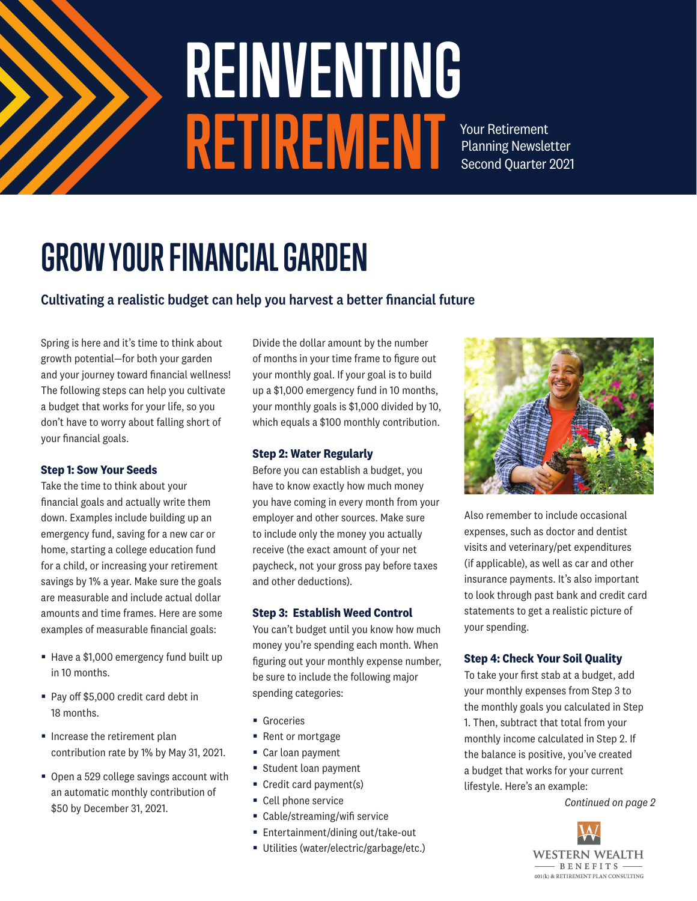# REINVENTING RETIREMENT

Your Retirement Planning Newsletter
Second Quarter 2021

## GROW YOUR FINANCIAL GARDEN

### Cultivating a realistic budget can help you harvest a better financial future

Spring is here and it's time to think about growth potential—for both your garden and your journey toward financial wellness! The following steps can help you cultivate a budget that works for your life, so you don't have to worry about falling short of your financial goals.

**Step 1: Sow Your Seeds**

Take the time to think about your financial goals and actually write them down. Examples include building up an emergency fund, saving for a new car or home, starting a college education fund for a child, or increasing your retirement savings by 1% a year. Make sure the goals are measurable and include actual dollar amounts and time frames. Here are some examples of measurable financial goals:

- Have a $1,000 emergency fund built up in 10 months.
- Pay off $5,000 credit card debt in 18 months.
- Increase the retirement plan contribution rate by 1% by May 31, 2021.
- Open a 529 college savings account with an automatic monthly contribution of $50 by December 31, 2021.

Divide the dollar amount by the number of months in your time frame to figure out your monthly goal. If your goal is to build up a $1,000 emergency fund in 10 months, your monthly goals is $1,000 divided by 10, which equals a $100 monthly contribution.

**Step 2: Water Regularly**

Before you can establish a budget, you have to know exactly how much money you have coming in every month from your employer and other sources. Make sure to include only the money you actually receive (the exact amount of your net paycheck, not your gross pay before taxes and other deductions).

**Step 3: Establish Weed Control**

You can't budget until you know how much money you're spending each month. When figuring out your monthly expense number, be sure to include the following major spending categories:

- Groceries
- Rent or mortgage
- Car loan payment
- Student loan payment
- Credit card payment(s)
- Cell phone service
- Cable/streaming/wifi service
- Entertainment/dining out/take-out
- Utilities (water/electric/garbage/etc.)

Also remember to include occasional expenses, such as doctor and dentist visits and veterinary/pet expenditures (if applicable), as well as car and other insurance payments. It's also important to look through past bank and credit card statements to get a realistic picture of your spending.

**Step 4: Check Your Soil Quality**

To take your first stab at a budget, add your monthly expenses from Step 3 to the monthly goals you calculated in Step 1. Then, subtract that total from your monthly income calculated in Step 2. If the balance is positive, you've created a budget that works for your current lifestyle. Here's an example:

*Continued on page 2*

WESTERN WEALTH BENEFITS
401(k) & RETIREMENT PLAN CONSULTING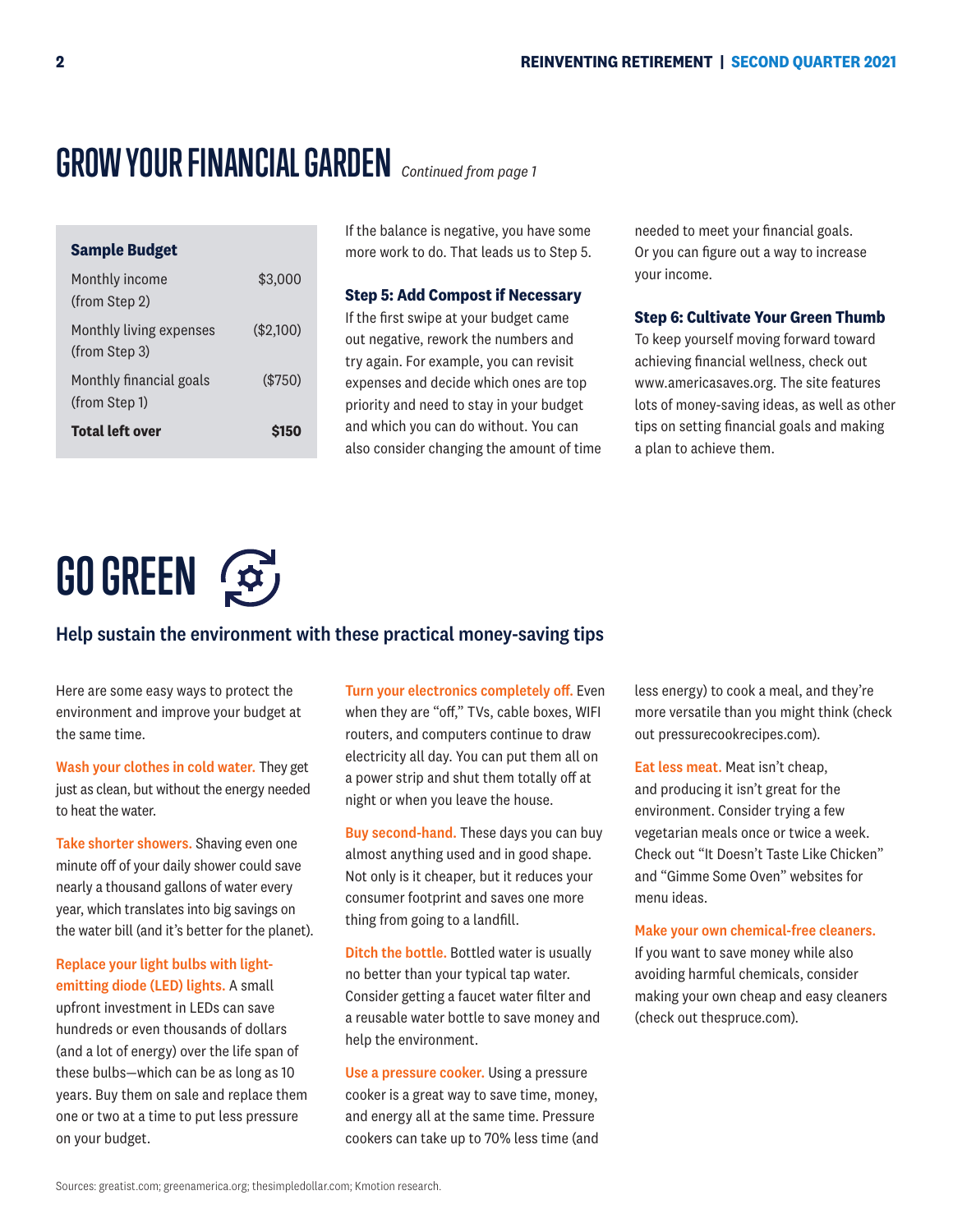# GROW YOUR FINANCIAL GARDEN *Continued from page 1*

| **Sample Budget** | |
|---|---|
| Monthly income (from Step 2) | $3,000 |
| Monthly living expenses (from Step 3) | ($2,100) |
| Monthly financial goals (from Step 1) | ($750) |
| **Total left over** | **$150** |

If the balance is negative, you have some more work to do. That leads us to Step 5.

### Step 5: Add Compost if Necessary

If the first swipe at your budget came out negative, rework the numbers and try again. For example, you can revisit expenses and decide which ones are top priority and need to stay in your budget and which you can do without. You can also consider changing the amount of time needed to meet your financial goals. Or you can figure out a way to increase your income.

### Step 6: Cultivate Your Green Thumb

To keep yourself moving forward toward achieving financial wellness, check out www.americasaves.org. The site features lots of money-saving ideas, as well as other tips on setting financial goals and making a plan to achieve them.

# GO GREEN

## Help sustain the environment with these practical money-saving tips

Here are some easy ways to protect the environment and improve your budget at the same time.

**Wash your clothes in cold water.** They get just as clean, but without the energy needed to heat the water.

**Take shorter showers.** Shaving even one minute off of your daily shower could save nearly a thousand gallons of water every year, which translates into big savings on the water bill (and it's better for the planet).

**Replace your light bulbs with light-emitting diode (LED) lights.** A small upfront investment in LEDs can save hundreds or even thousands of dollars (and a lot of energy) over the life span of these bulbs—which can be as long as 10 years. Buy them on sale and replace them one or two at a time to put less pressure on your budget.

**Turn your electronics completely off.** Even when they are "off," TVs, cable boxes, WIFI routers, and computers continue to draw electricity all day. You can put them all on a power strip and shut them totally off at night or when you leave the house.

**Buy second-hand.** These days you can buy almost anything used and in good shape. Not only is it cheaper, but it reduces your consumer footprint and saves one more thing from going to a landfill.

**Ditch the bottle.** Bottled water is usually no better than your typical tap water. Consider getting a faucet water filter and a reusable water bottle to save money and help the environment.

**Use a pressure cooker.** Using a pressure cooker is a great way to save time, money, and energy all at the same time. Pressure cookers can take up to 70% less time (and less energy) to cook a meal, and they're more versatile than you might think (check out pressurecookrecipes.com).

**Eat less meat.** Meat isn't cheap, and producing it isn't great for the environment. Consider trying a few vegetarian meals once or twice a week. Check out "It Doesn't Taste Like Chicken" and "Gimme Some Oven" websites for menu ideas.

**Make your own chemical-free cleaners.** If you want to save money while also avoiding harmful chemicals, consider making your own cheap and easy cleaners (check out thespruce.com).

Sources: greatist.com; greenamerica.org; thesimpledollar.com; Kmotion research.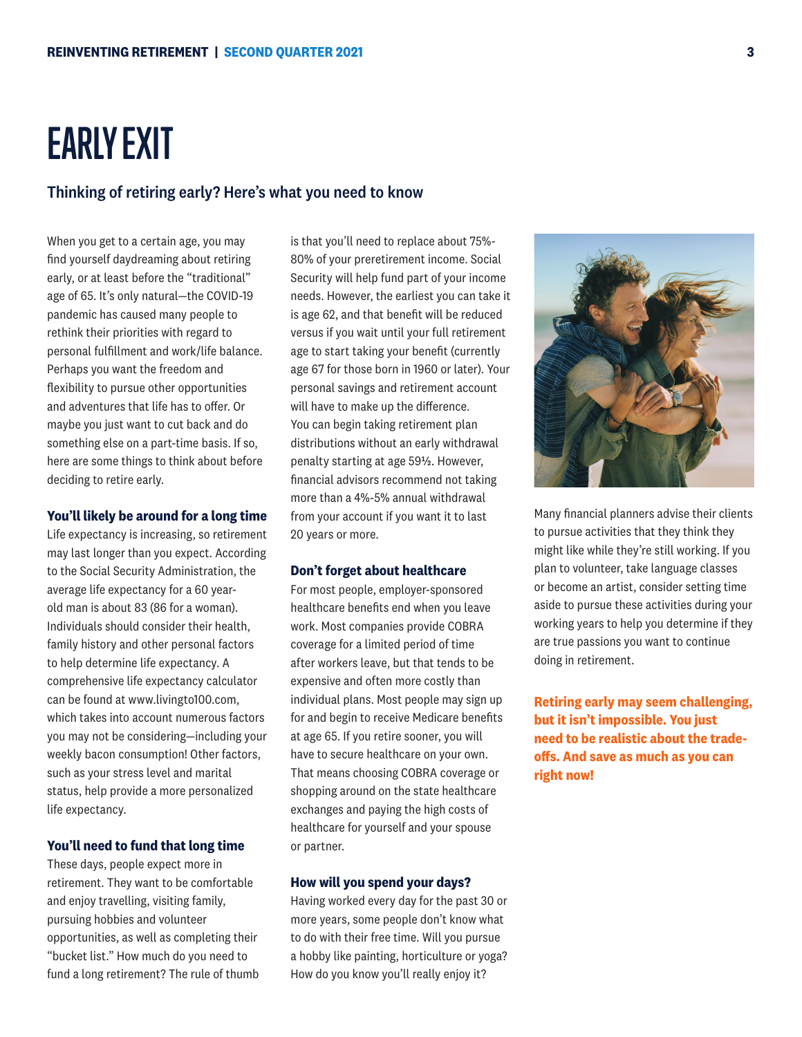# EARLY EXIT

## Thinking of retiring early? Here's what you need to know

When you get to a certain age, you may find yourself daydreaming about retiring early, or at least before the "traditional" age of 65. It's only natural—the COVID-19 pandemic has caused many people to rethink their priorities with regard to personal fulfillment and work/life balance. Perhaps you want the freedom and flexibility to pursue other opportunities and adventures that life has to offer. Or maybe you just want to cut back and do something else on a part-time basis. If so, here are some things to think about before deciding to retire early.

### You'll likely be around for a long time

Life expectancy is increasing, so retirement may last longer than you expect. According to the Social Security Administration, the average life expectancy for a 60 year-old man is about 83 (86 for a woman). Individuals should consider their health, family history and other personal factors to help determine life expectancy. A comprehensive life expectancy calculator can be found at www.livingto100.com, which takes into account numerous factors you may not be considering—including your weekly bacon consumption! Other factors, such as your stress level and marital status, help provide a more personalized life expectancy.

### You'll need to fund that long time

These days, people expect more in retirement. They want to be comfortable and enjoy travelling, visiting family, pursuing hobbies and volunteer opportunities, as well as completing their "bucket list." How much do you need to fund a long retirement? The rule of thumb is that you'll need to replace about 75%-80% of your preretirement income. Social Security will help fund part of your income needs. However, the earliest you can take it is age 62, and that benefit will be reduced versus if you wait until your full retirement age to start taking your benefit (currently age 67 for those born in 1960 or later). Your personal savings and retirement account will have to make up the difference. You can begin taking retirement plan distributions without an early withdrawal penalty starting at age 59½. However, financial advisors recommend not taking more than a 4%-5% annual withdrawal from your account if you want it to last 20 years or more.

### Don't forget about healthcare

For most people, employer-sponsored healthcare benefits end when you leave work. Most companies provide COBRA coverage for a limited period of time after workers leave, but that tends to be expensive and often more costly than individual plans. Most people may sign up for and begin to receive Medicare benefits at age 65. If you retire sooner, you will have to secure healthcare on your own. That means choosing COBRA coverage or shopping around on the state healthcare exchanges and paying the high costs of healthcare for yourself and your spouse or partner.

### How will you spend your days?

Having worked every day for the past 30 or more years, some people don't know what to do with their free time. Will you pursue a hobby like painting, horticulture or yoga? How do you know you'll really enjoy it?

Many financial planners advise their clients to pursue activities that they think they might like while they're still working. If you plan to volunteer, take language classes or become an artist, consider setting time aside to pursue these activities during your working years to help you determine if they are true passions you want to continue doing in retirement.

**Retiring early may seem challenging, but it isn't impossible. You just need to be realistic about the trade-offs. And save as much as you can right now!**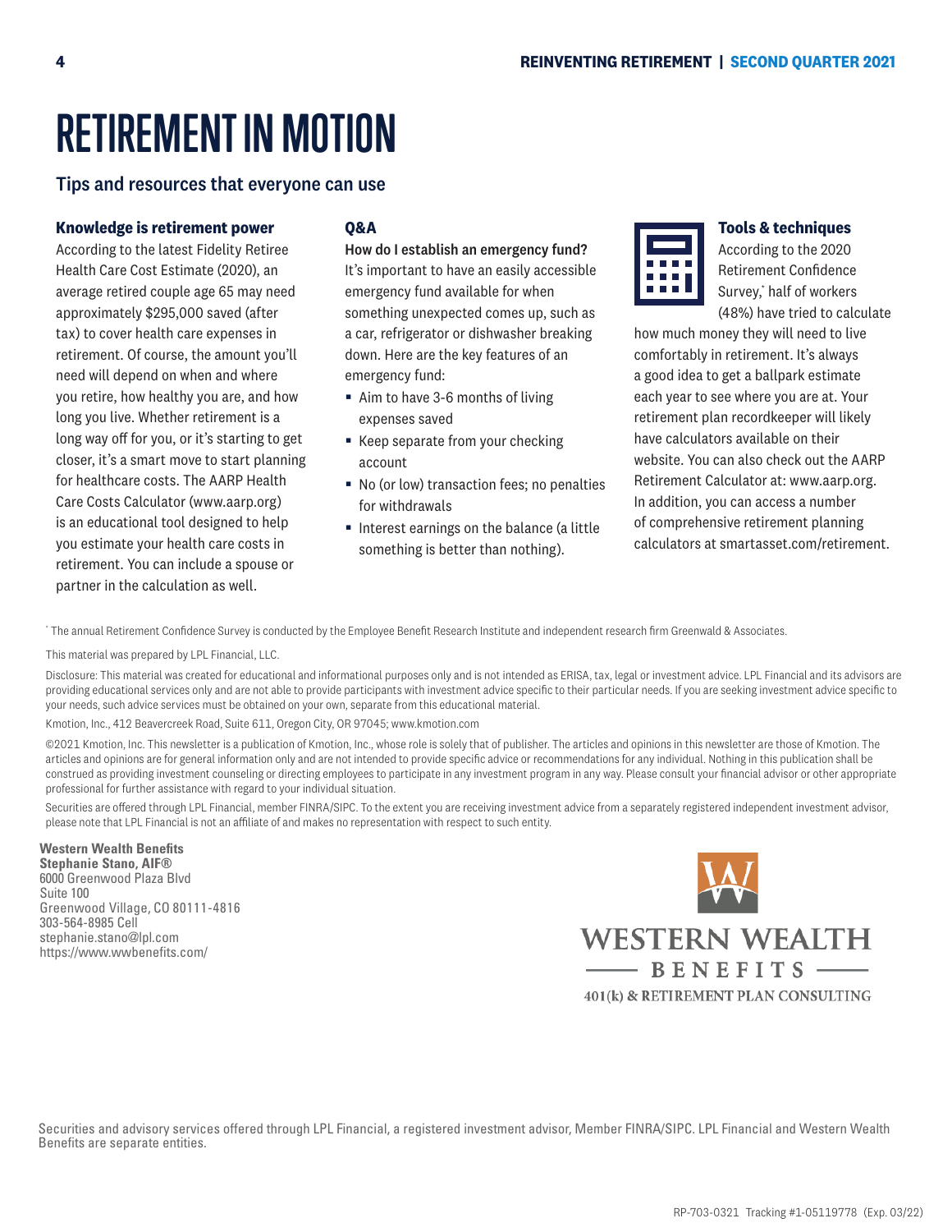# RETIREMENT IN MOTION

## Tips and resources that everyone can use

### Knowledge is retirement power

According to the latest Fidelity Retiree Health Care Cost Estimate (2020), an average retired couple age 65 may need approximately $295,000 saved (after tax) to cover health care expenses in retirement. Of course, the amount you'll need will depend on when and where you retire, how healthy you are, and how long you live. Whether retirement is a long way off for you, or it's starting to get closer, it's a smart move to start planning for healthcare costs. The AARP Health Care Costs Calculator (www.aarp.org) is an educational tool designed to help you estimate your health care costs in retirement. You can include a spouse or partner in the calculation as well.

### Q&A

**How do I establish an emergency fund?**

It's important to have an easily accessible emergency fund available for when something unexpected comes up, such as a car, refrigerator or dishwasher breaking down. Here are the key features of an emergency fund:

- Aim to have 3-6 months of living expenses saved
- Keep separate from your checking account
- No (or low) transaction fees; no penalties for withdrawals
- Interest earnings on the balance (a little something is better than nothing).

### Tools & techniques

According to the 2020 Retirement Confidence Survey,* half of workers (48%) have tried to calculate how much money they will need to live comfortably in retirement. It's always a good idea to get a ballpark estimate each year to see where you are at. Your retirement plan recordkeeper will likely have calculators available on their website. You can also check out the AARP Retirement Calculator at: www.aarp.org. In addition, you can access a number of comprehensive retirement planning calculators at smartasset.com/retirement.

* The annual Retirement Confidence Survey is conducted by the Employee Benefit Research Institute and independent research firm Greenwald & Associates.

This material was prepared by LPL Financial, LLC.

Disclosure: This material was created for educational and informational purposes only and is not intended as ERISA, tax, legal or investment advice. LPL Financial and its advisors are providing educational services only and are not able to provide participants with investment advice specific to their particular needs. If you are seeking investment advice specific to your needs, such advice services must be obtained on your own, separate from this educational material.

Kmotion, Inc., 412 Beavercreek Road, Suite 611, Oregon City, OR 97045; www.kmotion.com

©2021 Kmotion, Inc. This newsletter is a publication of Kmotion, Inc., whose role is solely that of publisher. The articles and opinions in this newsletter are those of Kmotion. The articles and opinions are for general information only and are not intended to provide specific advice or recommendations for any individual. Nothing in this publication shall be construed as providing investment counseling or directing employees to participate in any investment program in any way. Please consult your financial advisor or other appropriate professional for further assistance with regard to your individual situation.

Securities are offered through LPL Financial, member FINRA/SIPC. To the extent you are receiving investment advice from a separately registered independent investment advisor, please note that LPL Financial is not an affiliate of and makes no representation with respect to such entity.

**Western Wealth Benefits**
**Stephanie Stano, AIF®**
6000 Greenwood Plaza Blvd
Suite 100
Greenwood Village, CO 80111-4816
303-564-8985 Cell
stephanie.stano@lpl.com
https://www.wwbenefits.com/

WESTERN WEALTH BENEFITS
401(k) & RETIREMENT PLAN CONSULTING

Securities and advisory services offered through LPL Financial, a registered investment advisor, Member FINRA/SIPC. LPL Financial and Western Wealth Benefits are separate entities.

RP-703-0321 Tracking #1-05119778 (Exp. 03/22)